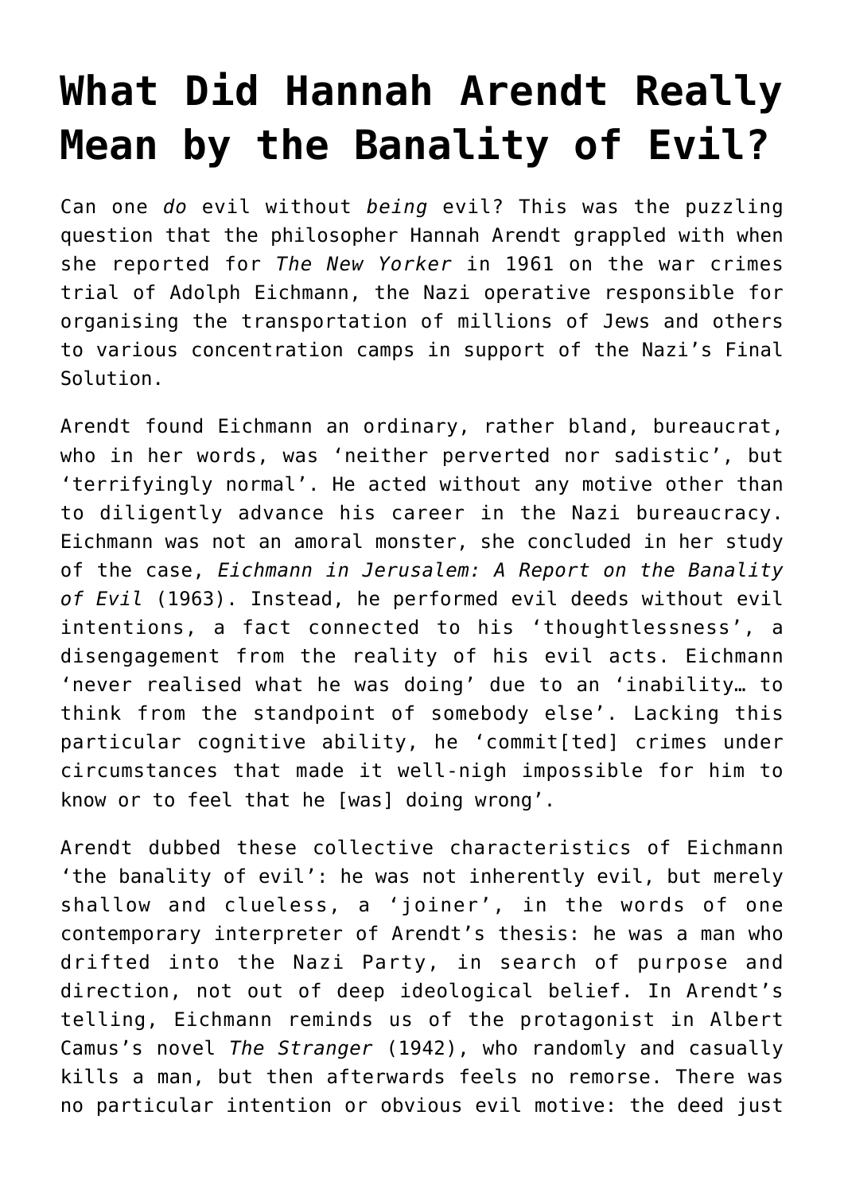# What Did Hannah Arendt Really Mean by the Banality of Evil?

Can one *do* evil without *being* evil? This was the puzzling question that the philosopher Hannah Arendt grappled with when she reported for *The New Yorker* in 1961 on the war crimes trial of Adolph Eichmann, the Nazi operative responsible for organising the transportation of millions of Jews and others to various concentration camps in support of the Nazi's Final Solution.

Arendt found Eichmann an ordinary, rather bland, bureaucrat, who in her words, was 'neither perverted nor sadistic', but 'terrifyingly normal'. He acted without any motive other than to diligently advance his career in the Nazi bureaucracy. Eichmann was not an amoral monster, she concluded in her study of the case, *Eichmann in Jerusalem: A Report on the Banality of Evil* (1963). Instead, he performed evil deeds without evil intentions, a fact connected to his 'thoughtlessness', a disengagement from the reality of his evil acts. Eichmann 'never realised what he was doing' due to an 'inability… to think from the standpoint of somebody else'. Lacking this particular cognitive ability, he 'commit[ted] crimes under circumstances that made it well-nigh impossible for him to know or to feel that he [was] doing wrong'.

Arendt dubbed these collective characteristics of Eichmann 'the banality of evil': he was not inherently evil, but merely shallow and clueless, a 'joiner', in the words of one contemporary interpreter of Arendt's thesis: he was a man who drifted into the Nazi Party, in search of purpose and direction, not out of deep ideological belief. In Arendt's telling, Eichmann reminds us of the protagonist in Albert Camus's novel *The Stranger* (1942), who randomly and casually kills a man, but then afterwards feels no remorse. There was no particular intention or obvious evil motive: the deed just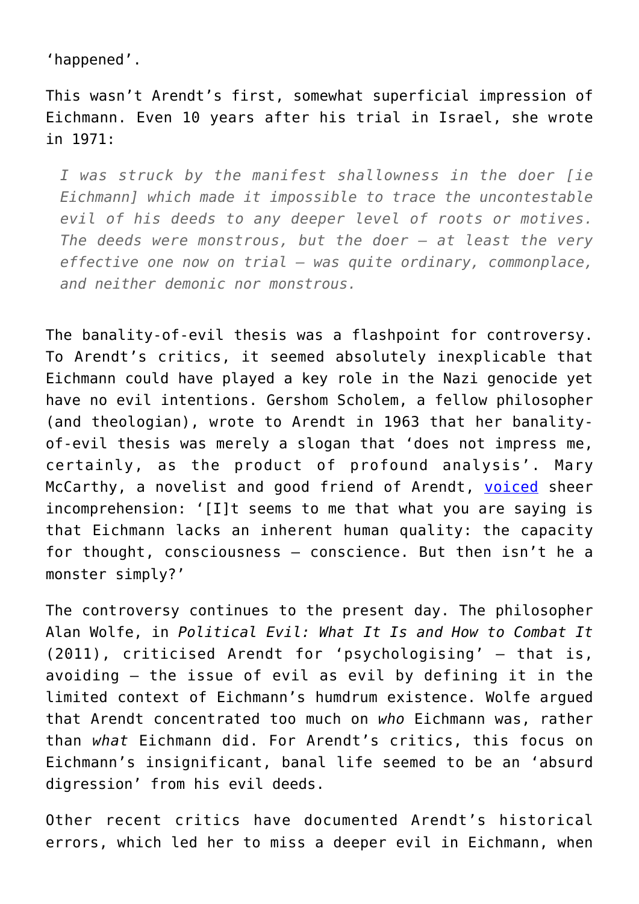'happened'.

This wasn't Arendt's first, somewhat superficial impression of Eichmann. Even 10 years after his trial in Israel, she wrote in 1971:

> *I was struck by the manifest shallowness in the doer [ie Eichmann] which made it impossible to trace the uncontestable evil of his deeds to any deeper level of roots or motives. The deeds were monstrous, but the doer – at least the very effective one now on trial – was quite ordinary, commonplace, and neither demonic nor monstrous.*

The banality-of-evil thesis was a flashpoint for controversy. To Arendt's critics, it seemed absolutely inexplicable that Eichmann could have played a key role in the Nazi genocide yet have no evil intentions. Gershom Scholem, a fellow philosopher (and theologian), wrote to Arendt in 1963 that her banality-of-evil thesis was merely a slogan that 'does not impress me, certainly, as the product of profound analysis'. Mary McCarthy, a novelist and good friend of Arendt, voiced sheer incomprehension: '[I]t seems to me that what you are saying is that Eichmann lacks an inherent human quality: the capacity for thought, consciousness – conscience. But then isn't he a monster simply?'

The controversy continues to the present day. The philosopher Alan Wolfe, in *Political Evil: What It Is and How to Combat It* (2011), criticised Arendt for 'psychologising' – that is, avoiding – the issue of evil as evil by defining it in the limited context of Eichmann's humdrum existence. Wolfe argued that Arendt concentrated too much on *who* Eichmann was, rather than *what* Eichmann did. For Arendt's critics, this focus on Eichmann's insignificant, banal life seemed to be an 'absurd digression' from his evil deeds.

Other recent critics have documented Arendt's historical errors, which led her to miss a deeper evil in Eichmann, when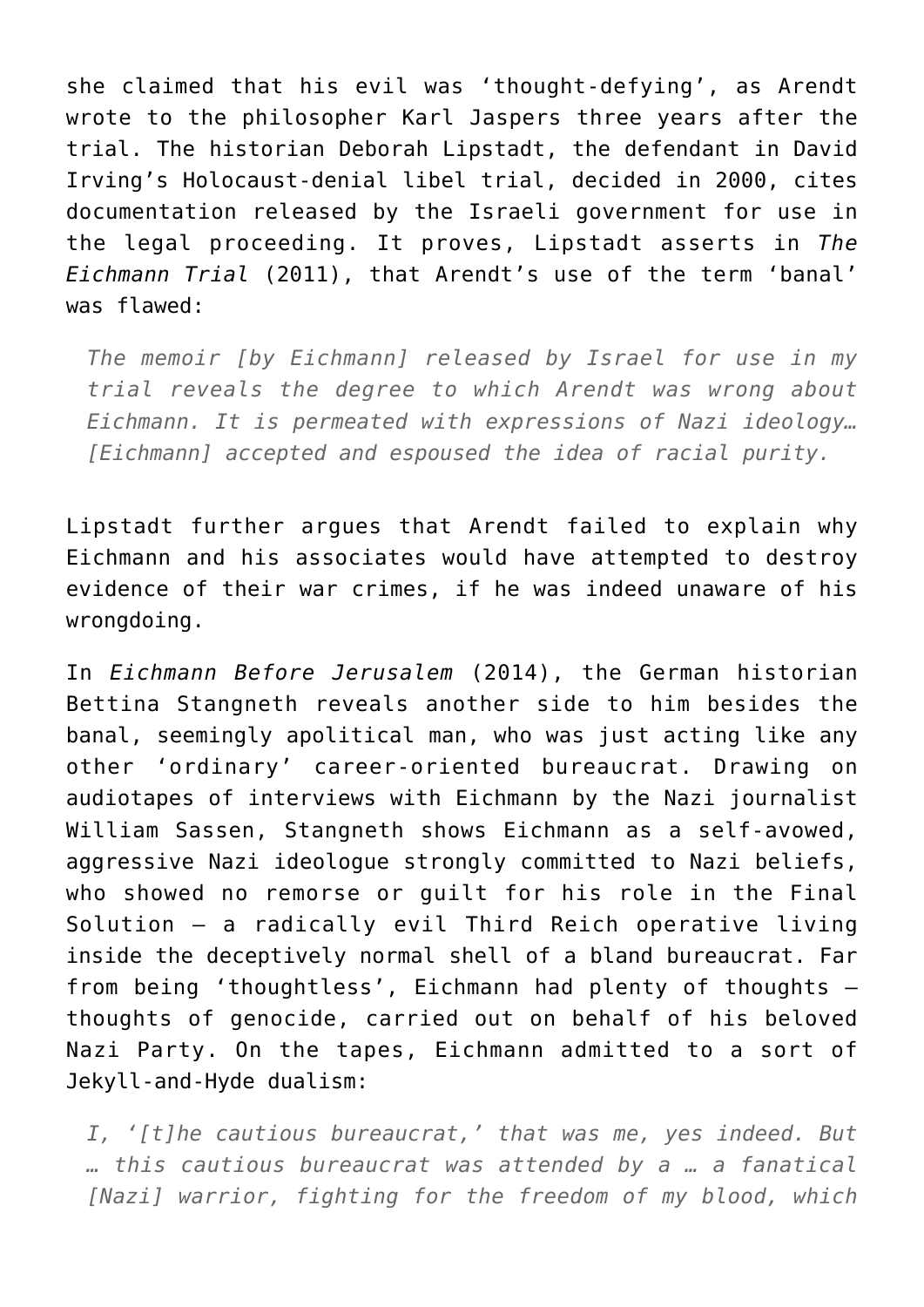she claimed that his evil was 'thought-defying', as Arendt wrote to the philosopher Karl Jaspers three years after the trial. The historian Deborah Lipstadt, the defendant in David Irving's Holocaust-denial libel trial, decided in 2000, cites documentation released by the Israeli government for use in the legal proceeding. It proves, Lipstadt asserts in *The Eichmann Trial* (2011), that Arendt's use of the term 'banal' was flawed:

> *The memoir [by Eichmann] released by Israel for use in my trial reveals the degree to which Arendt was wrong about Eichmann. It is permeated with expressions of Nazi ideology… [Eichmann] accepted and espoused the idea of racial purity.*

Lipstadt further argues that Arendt failed to explain why Eichmann and his associates would have attempted to destroy evidence of their war crimes, if he was indeed unaware of his wrongdoing.

In *Eichmann Before Jerusalem* (2014), the German historian Bettina Stangneth reveals another side to him besides the banal, seemingly apolitical man, who was just acting like any other 'ordinary' career-oriented bureaucrat. Drawing on audiotapes of interviews with Eichmann by the Nazi journalist William Sassen, Stangneth shows Eichmann as a self-avowed, aggressive Nazi ideologue strongly committed to Nazi beliefs, who showed no remorse or guilt for his role in the Final Solution – a radically evil Third Reich operative living inside the deceptively normal shell of a bland bureaucrat. Far from being 'thoughtless', Eichmann had plenty of thoughts – thoughts of genocide, carried out on behalf of his beloved Nazi Party. On the tapes, Eichmann admitted to a sort of Jekyll-and-Hyde dualism:

> *I, '[t]he cautious bureaucrat,' that was me, yes indeed. But … this cautious bureaucrat was attended by a … a fanatical [Nazi] warrior, fighting for the freedom of my blood, which*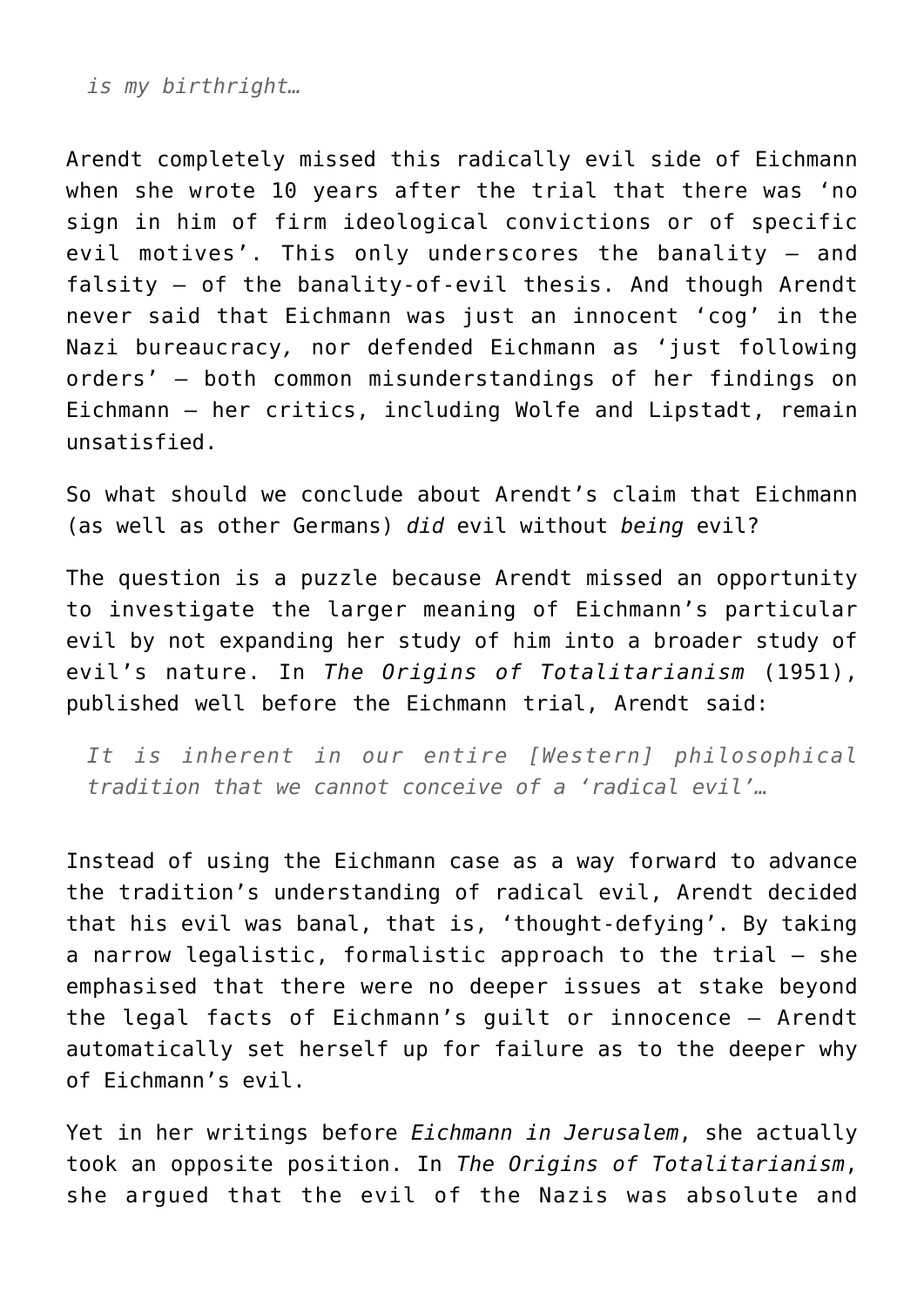> *is my birthright…*

Arendt completely missed this radically evil side of Eichmann when she wrote 10 years after the trial that there was 'no sign in him of firm ideological convictions or of specific evil motives'. This only underscores the banality – and falsity – of the banality-of-evil thesis. And though Arendt never said that Eichmann was just an innocent 'cog' in the Nazi bureaucracy, nor defended Eichmann as 'just following orders' – both common misunderstandings of her findings on Eichmann – her critics, including Wolfe and Lipstadt, remain unsatisfied.

So what should we conclude about Arendt's claim that Eichmann (as well as other Germans) *did* evil without *being* evil?

The question is a puzzle because Arendt missed an opportunity to investigate the larger meaning of Eichmann's particular evil by not expanding her study of him into a broader study of evil's nature. In *The Origins of Totalitarianism* (1951), published well before the Eichmann trial, Arendt said:

> *It is inherent in our entire [Western] philosophical tradition that we cannot conceive of a 'radical evil'…*

Instead of using the Eichmann case as a way forward to advance the tradition's understanding of radical evil, Arendt decided that his evil was banal, that is, 'thought-defying'. By taking a narrow legalistic, formalistic approach to the trial – she emphasised that there were no deeper issues at stake beyond the legal facts of Eichmann's guilt or innocence – Arendt automatically set herself up for failure as to the deeper why of Eichmann's evil.

Yet in her writings before *Eichmann in Jerusalem*, she actually took an opposite position. In *The Origins of Totalitarianism*, she argued that the evil of the Nazis was absolute and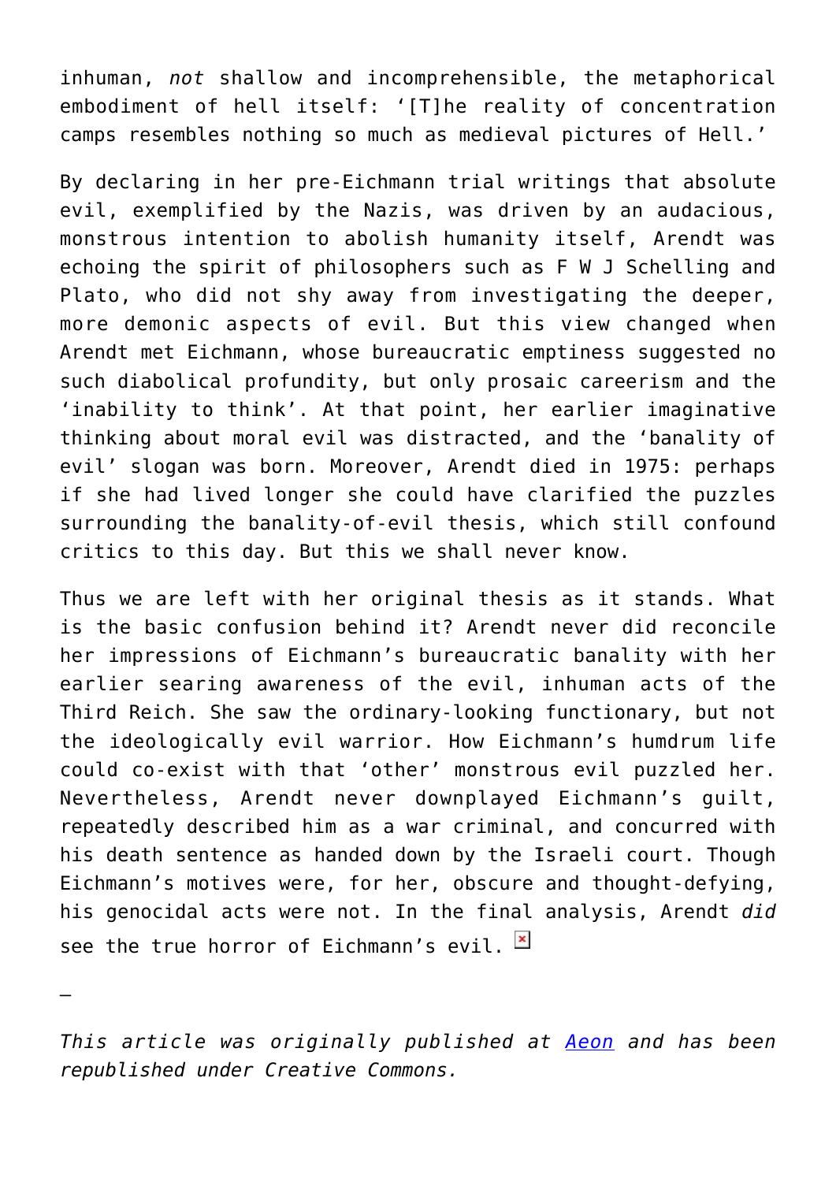inhuman, *not* shallow and incomprehensible, the metaphorical embodiment of hell itself: '[T]he reality of concentration camps resembles nothing so much as medieval pictures of Hell.'

By declaring in her pre-Eichmann trial writings that absolute evil, exemplified by the Nazis, was driven by an audacious, monstrous intention to abolish humanity itself, Arendt was echoing the spirit of philosophers such as F W J Schelling and Plato, who did not shy away from investigating the deeper, more demonic aspects of evil. But this view changed when Arendt met Eichmann, whose bureaucratic emptiness suggested no such diabolical profundity, but only prosaic careerism and the 'inability to think'. At that point, her earlier imaginative thinking about moral evil was distracted, and the 'banality of evil' slogan was born. Moreover, Arendt died in 1975: perhaps if she had lived longer she could have clarified the puzzles surrounding the banality-of-evil thesis, which still confound critics to this day. But this we shall never know.

Thus we are left with her original thesis as it stands. What is the basic confusion behind it? Arendt never did reconcile her impressions of Eichmann's bureaucratic banality with her earlier searing awareness of the evil, inhuman acts of the Third Reich. She saw the ordinary-looking functionary, but not the ideologically evil warrior. How Eichmann's humdrum life could co-exist with that 'other' monstrous evil puzzled her. Nevertheless, Arendt never downplayed Eichmann's guilt, repeatedly described him as a war criminal, and concurred with his death sentence as handed down by the Israeli court. Though Eichmann's motives were, for her, obscure and thought-defying, his genocidal acts were not. In the final analysis, Arendt *did* see the true horror of Eichmann's evil.

—

*This article was originally published at [Aeon](Aeon) and has been republished under Creative Commons.*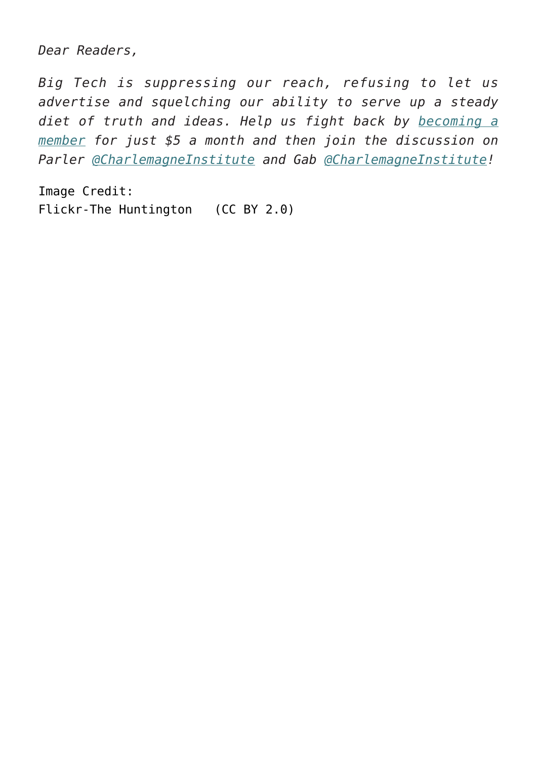*Dear Readers,*

*Big Tech is suppressing our reach, refusing to let us advertise and squelching our ability to serve up a steady diet of truth and ideas. Help us fight back by [becoming a member](becoming a member) for just $5 a month and then join the discussion on Parler [@CharlemagneInstitute](@CharlemagneInstitute) and Gab [@CharlemagneInstitute](@CharlemagneInstitute)!*

Image Credit:
Flickr-The Huntington (CC BY 2.0)